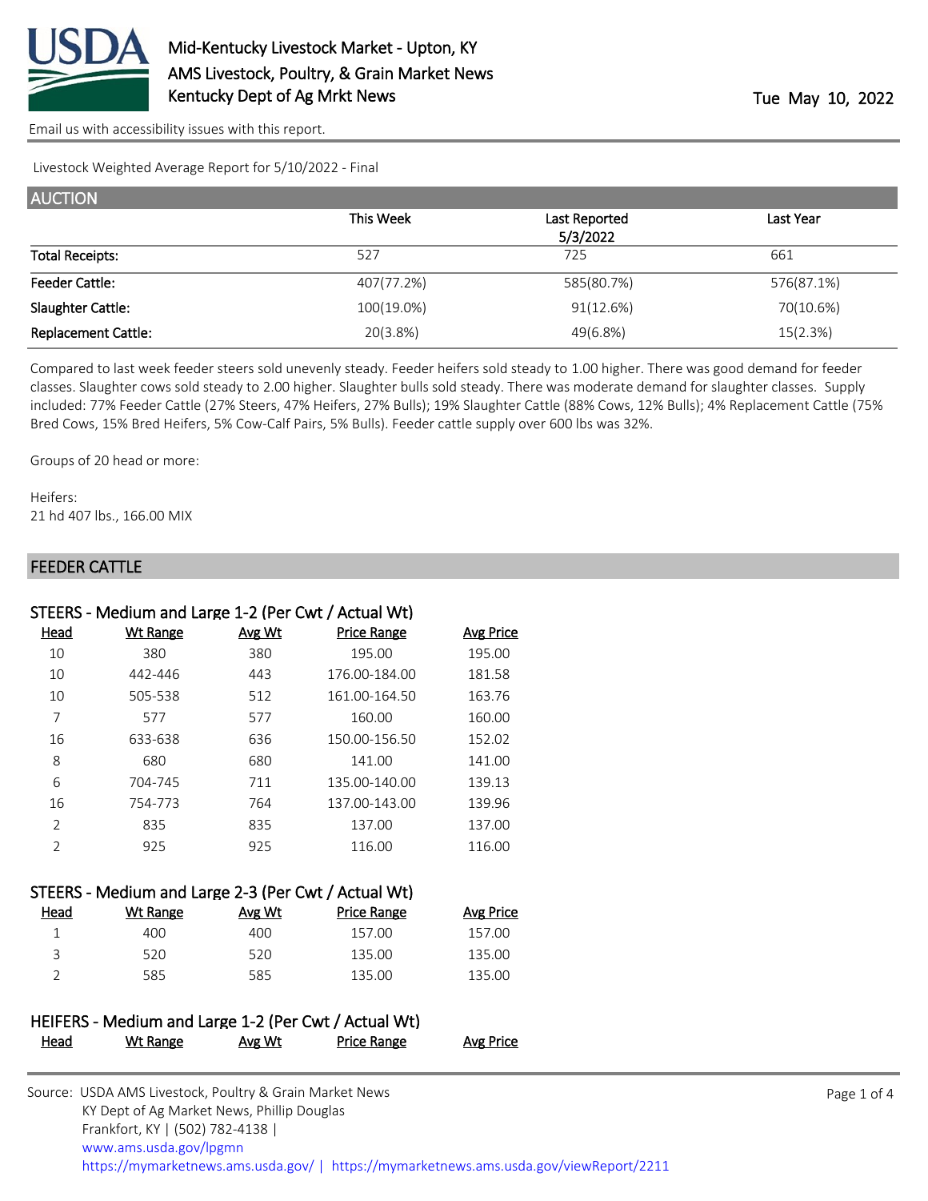# Mid-Kentucky Livestock Market - Upton, KY
## AMS Livestock, Poultry, & Grain Market News
## Kentucky Dept of Ag Mrkt News

Tue May 10, 2022

Email us with accessibility issues with this report.

Livestock Weighted Average Report for 5/10/2022 - Final

## AUCTION

| | This Week | Last Reported 5/3/2022 | Last Year |
|---|---|---|---|
| Total Receipts: | 527 | 725 | 661 |
| Feeder Cattle: | 407(77.2%) | 585(80.7%) | 576(87.1%) |
| Slaughter Cattle: | 100(19.0%) | 91(12.6%) | 70(10.6%) |
| Replacement Cattle: | 20(3.8%) | 49(6.8%) | 15(2.3%) |

Compared to last week feeder steers sold unevenly steady. Feeder heifers sold steady to 1.00 higher. There was good demand for feeder classes. Slaughter cows sold steady to 2.00 higher. Slaughter bulls sold steady. There was moderate demand for slaughter classes. Supply included: 77% Feeder Cattle (27% Steers, 47% Heifers, 27% Bulls); 19% Slaughter Cattle (88% Cows, 12% Bulls); 4% Replacement Cattle (75% Bred Cows, 15% Bred Heifers, 5% Cow-Calf Pairs, 5% Bulls). Feeder cattle supply over 600 lbs was 32%.

Groups of 20 head or more:

Heifers:
21 hd 407 lbs., 166.00 MIX

## FEEDER CATTLE

### STEERS - Medium and Large 1-2 (Per Cwt / Actual Wt)

| Head | Wt Range | Avg Wt | Price Range | Avg Price |
|---|---|---|---|---|
| 10 | 380 | 380 | 195.00 | 195.00 |
| 10 | 442-446 | 443 | 176.00-184.00 | 181.58 |
| 10 | 505-538 | 512 | 161.00-164.50 | 163.76 |
| 7 | 577 | 577 | 160.00 | 160.00 |
| 16 | 633-638 | 636 | 150.00-156.50 | 152.02 |
| 8 | 680 | 680 | 141.00 | 141.00 |
| 6 | 704-745 | 711 | 135.00-140.00 | 139.13 |
| 16 | 754-773 | 764 | 137.00-143.00 | 139.96 |
| 2 | 835 | 835 | 137.00 | 137.00 |
| 2 | 925 | 925 | 116.00 | 116.00 |

### STEERS - Medium and Large 2-3 (Per Cwt / Actual Wt)

| Head | Wt Range | Avg Wt | Price Range | Avg Price |
|---|---|---|---|---|
| 1 | 400 | 400 | 157.00 | 157.00 |
| 3 | 520 | 520 | 135.00 | 135.00 |
| 2 | 585 | 585 | 135.00 | 135.00 |

### HEIFERS - Medium and Large 1-2 (Per Cwt / Actual Wt)

| Head | Wt Range | Avg Wt | Price Range | Avg Price |
|---|---|---|---|---|

Source: USDA AMS Livestock, Poultry & Grain Market News
KY Dept of Ag Market News, Phillip Douglas
Frankfort, KY | (502) 782-4138 |
www.ams.usda.gov/lpgmn
https://mymarketnews.ams.usda.gov/ | https://mymarketnews.ams.usda.gov/viewReport/2211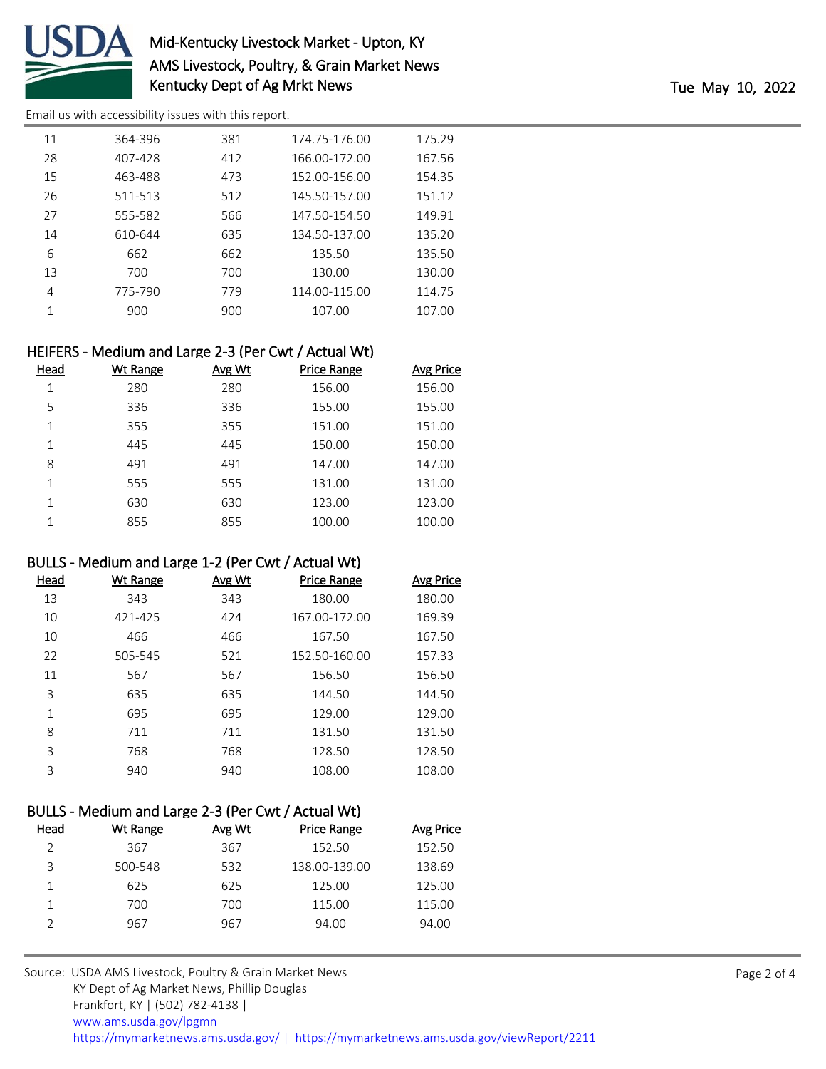| Head | Wt Range | Avg Wt | Price Range | Avg Price |
|---|---|---|---|---|
| 11 | 364-396 | 381 | 174.75-176.00 | 175.29 |
| 28 | 407-428 | 412 | 166.00-172.00 | 167.56 |
| 15 | 463-488 | 473 | 152.00-156.00 | 154.35 |
| 26 | 511-513 | 512 | 145.50-157.00 | 151.12 |
| 27 | 555-582 | 566 | 147.50-154.50 | 149.91 |
| 14 | 610-644 | 635 | 134.50-137.00 | 135.20 |
| 6 | 662 | 662 | 135.50 | 135.50 |
| 13 | 700 | 700 | 130.00 | 130.00 |
| 4 | 775-790 | 779 | 114.00-115.00 | 114.75 |
| 1 | 900 | 900 | 107.00 | 107.00 |

### HEIFERS - Medium and Large 2-3 (Per Cwt / Actual Wt)

| Head | Wt Range | Avg Wt | Price Range | Avg Price |
|---|---|---|---|---|
| 1 | 280 | 280 | 156.00 | 156.00 |
| 5 | 336 | 336 | 155.00 | 155.00 |
| 1 | 355 | 355 | 151.00 | 151.00 |
| 1 | 445 | 445 | 150.00 | 150.00 |
| 8 | 491 | 491 | 147.00 | 147.00 |
| 1 | 555 | 555 | 131.00 | 131.00 |
| 1 | 630 | 630 | 123.00 | 123.00 |
| 1 | 855 | 855 | 100.00 | 100.00 |

### BULLS - Medium and Large 1-2 (Per Cwt / Actual Wt)

| Head | Wt Range | Avg Wt | Price Range | Avg Price |
|---|---|---|---|---|
| 13 | 343 | 343 | 180.00 | 180.00 |
| 10 | 421-425 | 424 | 167.00-172.00 | 169.39 |
| 10 | 466 | 466 | 167.50 | 167.50 |
| 22 | 505-545 | 521 | 152.50-160.00 | 157.33 |
| 11 | 567 | 567 | 156.50 | 156.50 |
| 3 | 635 | 635 | 144.50 | 144.50 |
| 1 | 695 | 695 | 129.00 | 129.00 |
| 8 | 711 | 711 | 131.50 | 131.50 |
| 3 | 768 | 768 | 128.50 | 128.50 |
| 3 | 940 | 940 | 108.00 | 108.00 |

### BULLS - Medium and Large 2-3 (Per Cwt / Actual Wt)

| Head | Wt Range | Avg Wt | Price Range | Avg Price |
|---|---|---|---|---|
| 2 | 367 | 367 | 152.50 | 152.50 |
| 3 | 500-548 | 532 | 138.00-139.00 | 138.69 |
| 1 | 625 | 625 | 125.00 | 125.00 |
| 1 | 700 | 700 | 115.00 | 115.00 |
| 2 | 967 | 967 | 94.00 | 94.00 |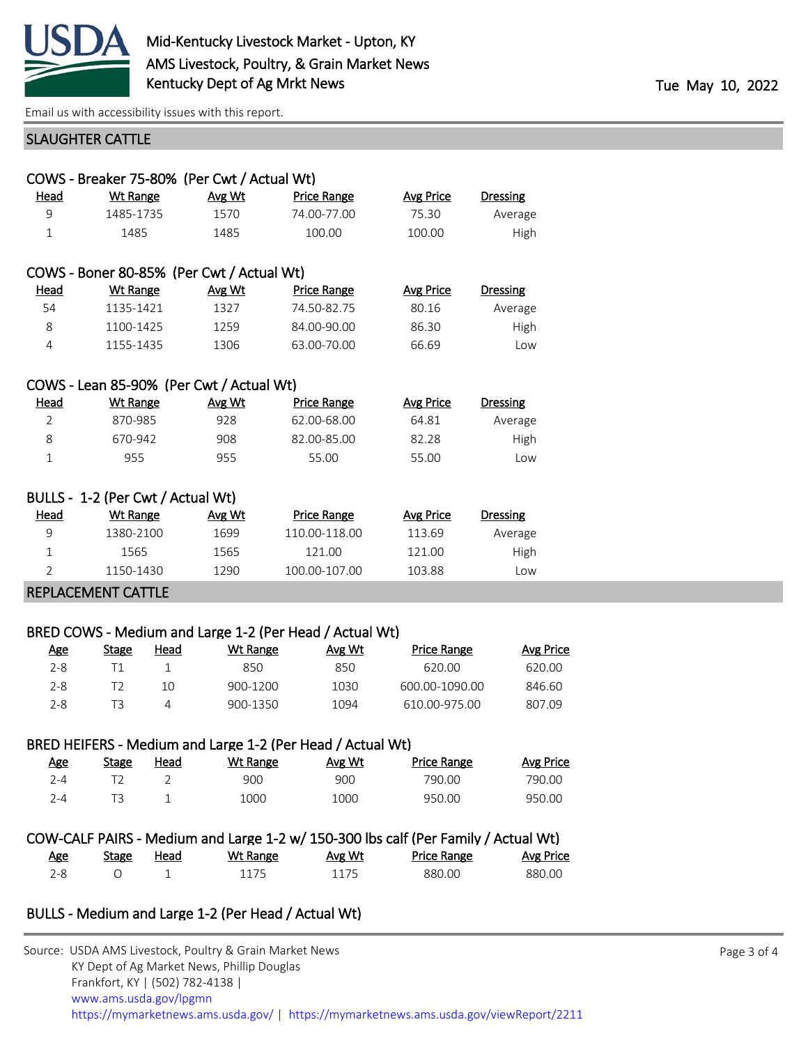## SLAUGHTER CATTLE

### COWS - Breaker 75-80% (Per Cwt / Actual Wt)

| Head | Wt Range | Avg Wt | Price Range | Avg Price | Dressing |
|---|---|---|---|---|---|
| 9 | 1485-1735 | 1570 | 74.00-77.00 | 75.30 | Average |
| 1 | 1485 | 1485 | 100.00 | 100.00 | High |

### COWS - Boner 80-85% (Per Cwt / Actual Wt)

| Head | Wt Range | Avg Wt | Price Range | Avg Price | Dressing |
|---|---|---|---|---|---|
| 54 | 1135-1421 | 1327 | 74.50-82.75 | 80.16 | Average |
| 8 | 1100-1425 | 1259 | 84.00-90.00 | 86.30 | High |
| 4 | 1155-1435 | 1306 | 63.00-70.00 | 66.69 | Low |

### COWS - Lean 85-90% (Per Cwt / Actual Wt)

| Head | Wt Range | Avg Wt | Price Range | Avg Price | Dressing |
|---|---|---|---|---|---|
| 2 | 870-985 | 928 | 62.00-68.00 | 64.81 | Average |
| 8 | 670-942 | 908 | 82.00-85.00 | 82.28 | High |
| 1 | 955 | 955 | 55.00 | 55.00 | Low |

### BULLS - 1-2 (Per Cwt / Actual Wt)

| Head | Wt Range | Avg Wt | Price Range | Avg Price | Dressing |
|---|---|---|---|---|---|
| 9 | 1380-2100 | 1699 | 110.00-118.00 | 113.69 | Average |
| 1 | 1565 | 1565 | 121.00 | 121.00 | High |
| 2 | 1150-1430 | 1290 | 100.00-107.00 | 103.88 | Low |

## REPLACEMENT CATTLE

### BRED COWS - Medium and Large 1-2 (Per Head / Actual Wt)

| Age | Stage | Head | Wt Range | Avg Wt | Price Range | Avg Price |
|---|---|---|---|---|---|---|
| 2-8 | T1 | 1 | 850 | 850 | 620.00 | 620.00 |
| 2-8 | T2 | 10 | 900-1200 | 1030 | 600.00-1090.00 | 846.60 |
| 2-8 | T3 | 4 | 900-1350 | 1094 | 610.00-975.00 | 807.09 |

### BRED HEIFERS - Medium and Large 1-2 (Per Head / Actual Wt)

| Age | Stage | Head | Wt Range | Avg Wt | Price Range | Avg Price |
|---|---|---|---|---|---|---|
| 2-4 | T2 | 2 | 900 | 900 | 790.00 | 790.00 |
| 2-4 | T3 | 1 | 1000 | 1000 | 950.00 | 950.00 |

### COW-CALF PAIRS - Medium and Large 1-2 w/ 150-300 lbs calf (Per Family / Actual Wt)

| Age | Stage | Head | Wt Range | Avg Wt | Price Range | Avg Price |
|---|---|---|---|---|---|---|
| 2-8 | O | 1 | 1175 | 1175 | 880.00 | 880.00 |

### BULLS - Medium and Large 1-2 (Per Head / Actual Wt)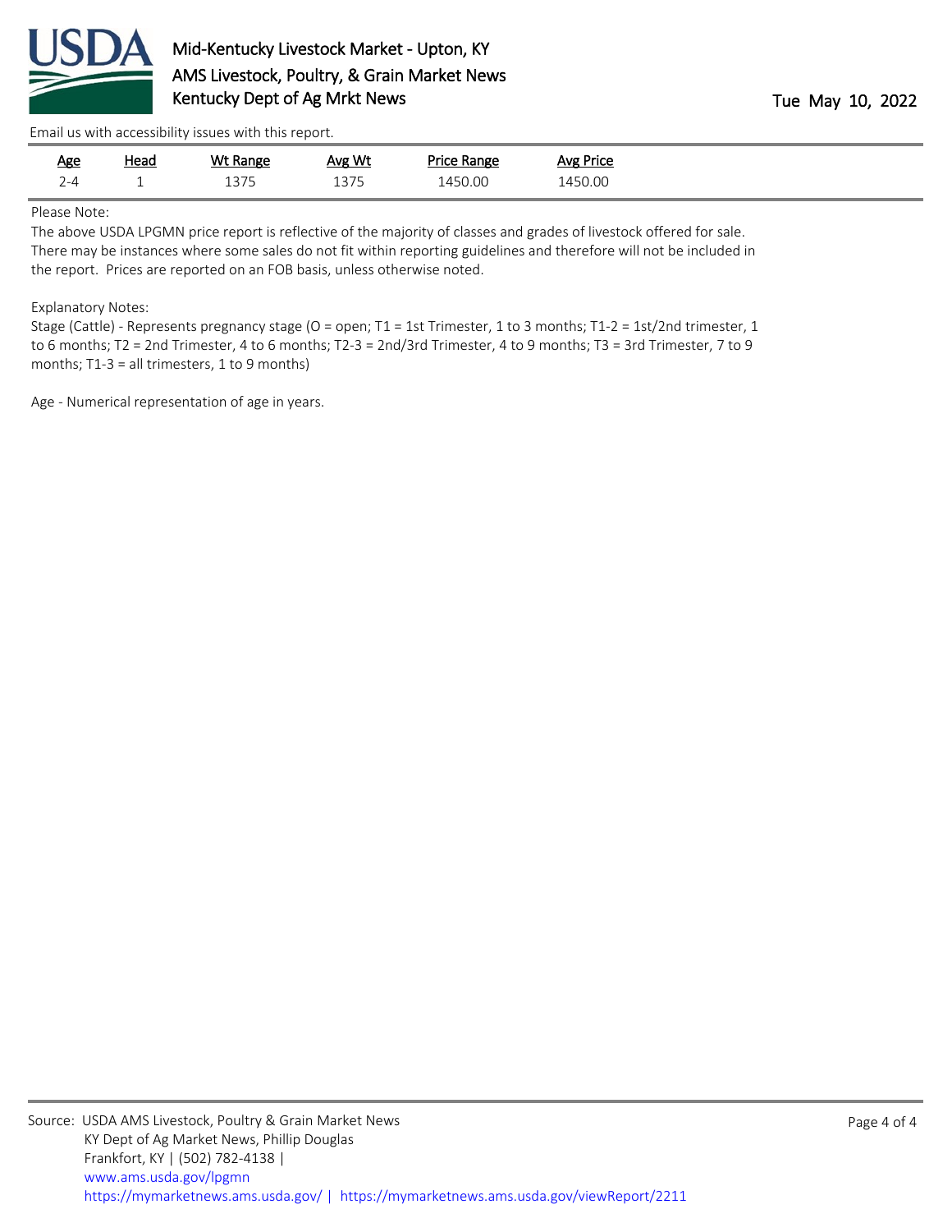Email us with accessibility issues with this report.

| Age | Head | Wt Range | Avg Wt | Price Range | Avg Price |
|---|---|---|---|---|---|
| 2-4 | 1 | 1375 | 1375 | 1450.00 | 1450.00 |

Please Note:

The above USDA LPGMN price report is reflective of the majority of classes and grades of livestock offered for sale. There may be instances where some sales do not fit within reporting guidelines and therefore will not be included in the report. Prices are reported on an FOB basis, unless otherwise noted.

Explanatory Notes:

Stage (Cattle) - Represents pregnancy stage (O = open; T1 = 1st Trimester, 1 to 3 months; T1-2 = 1st/2nd trimester, 1 to 6 months; T2 = 2nd Trimester, 4 to 6 months; T2-3 = 2nd/3rd Trimester, 4 to 9 months; T3 = 3rd Trimester, 7 to 9 months; T1-3 = all trimesters, 1 to 9 months)

Age - Numerical representation of age in years.

Source: USDA AMS Livestock, Poultry & Grain Market News
KY Dept of Ag Market News, Phillip Douglas
Frankfort, KY | (502) 782-4138 |
www.ams.usda.gov/lpgmn
https://mymarketnews.ams.usda.gov/ | https://mymarketnews.ams.usda.gov/viewReport/2211